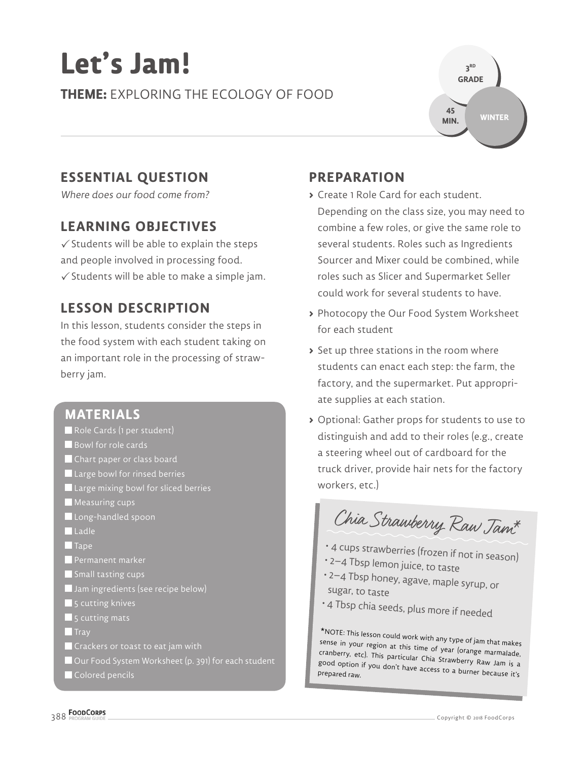# Let's Jam!

**THEME:** EXPLORING THE ECOLOGY OF FOOD

3RD GRADE | 45 MIN. | WINTER

## ESSENTIAL QUESTION

*Where does our food come from?*

## LEARNING OBJECTIVES

✓ Students will be able to explain the steps and people involved in processing food.
✓ Students will be able to make a simple jam.

## LESSON DESCRIPTION

In this lesson, students consider the steps in the food system with each student taking on an important role in the processing of strawberry jam.

## MATERIALS

- Role Cards (1 per student)
- Bowl for role cards
- Chart paper or class board
- Large bowl for rinsed berries
- Large mixing bowl for sliced berries
- Measuring cups
- Long-handled spoon
- Ladle
- Tape
- Permanent marker
- Small tasting cups
- Jam ingredients (see recipe below)
- 5 cutting knives
- 5 cutting mats
- Tray
- Crackers or toast to eat jam with
- Our Food System Worksheet (p. 391) for each student
- Colored pencils

## PREPARATION

- Create 1 Role Card for each student. Depending on the class size, you may need to combine a few roles, or give the same role to several students. Roles such as Ingredients Sourcer and Mixer could be combined, while roles such as Slicer and Supermarket Seller could work for several students to have.
- Photocopy the Our Food System Worksheet for each student
- Set up three stations in the room where students can enact each step: the farm, the factory, and the supermarket. Put appropriate supplies at each station.
- Optional: Gather props for students to use to distinguish and add to their roles (e.g., create a steering wheel out of cardboard for the truck driver, provide hair nets for the factory workers, etc.)

### Chia Strawberry Raw Jam*

- 4 cups strawberries (frozen if not in season)
- 2–4 Tbsp lemon juice, to taste
- 2–4 Tbsp honey, agave, maple syrup, or sugar, to taste
- 4 Tbsp chia seeds, plus more if needed

*NOTE: This lesson could work with any type of jam that makes sense in your region at this time of year (orange marmalade, cranberry, etc). This particular Chia Strawberry Raw Jam is a good option if you don't have access to a burner because it's prepared raw.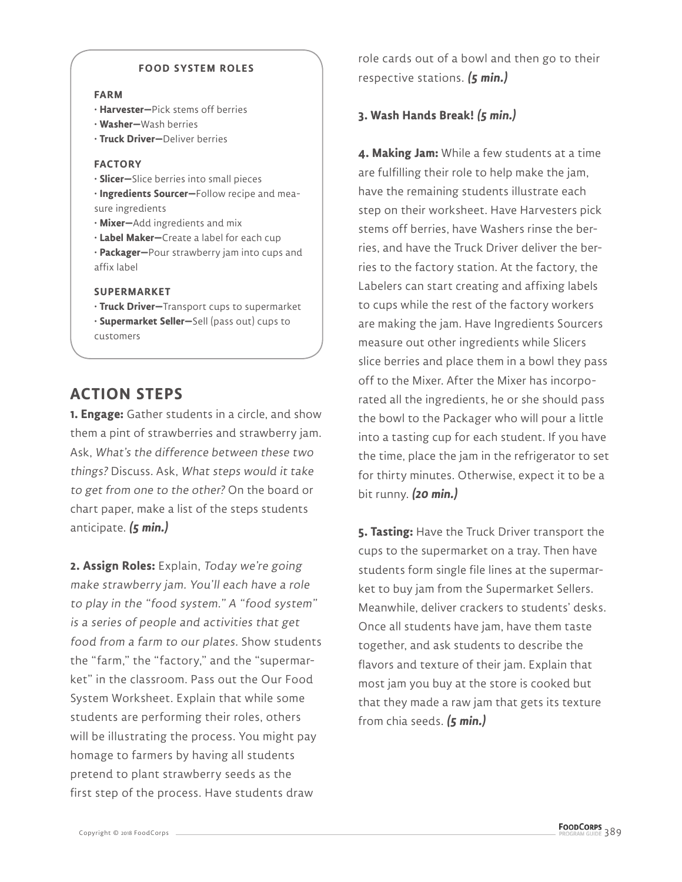**FOOD SYSTEM ROLES**

**FARM**

- **Harvester—**Pick stems off berries
- **Washer—**Wash berries
- **Truck Driver—**Deliver berries

**FACTORY**

- **Slicer—**Slice berries into small pieces
- **Ingredients Sourcer—**Follow recipe and measure ingredients
- **Mixer—**Add ingredients and mix
- **Label Maker—**Create a label for each cup
- **Packager—**Pour strawberry jam into cups and affix label

**SUPERMARKET**

- **Truck Driver—**Transport cups to supermarket
- **Supermarket Seller—**Sell (pass out) cups to customers

## ACTION STEPS

**1. Engage:** Gather students in a circle, and show them a pint of strawberries and strawberry jam. Ask, *What's the difference between these two things?* Discuss. Ask, *What steps would it take to get from one to the other?* On the board or chart paper, make a list of the steps students anticipate. ***(5 min.)***

**2. Assign Roles:** Explain, *Today we're going make strawberry jam. You'll each have a role to play in the "food system." A "food system" is a series of people and activities that get food from a farm to our plates.* Show students the "farm," the "factory," and the "supermarket" in the classroom. Pass out the Our Food System Worksheet. Explain that while some students are performing their roles, others will be illustrating the process. You might pay homage to farmers by having all students pretend to plant strawberry seeds as the first step of the process. Have students draw role cards out of a bowl and then go to their respective stations. ***(5 min.)***

**3. Wash Hands Break!** ***(5 min.)***

**4. Making Jam:** While a few students at a time are fulfilling their role to help make the jam, have the remaining students illustrate each step on their worksheet. Have Harvesters pick stems off berries, have Washers rinse the berries, and have the Truck Driver deliver the berries to the factory station. At the factory, the Labelers can start creating and affixing labels to cups while the rest of the factory workers are making the jam. Have Ingredients Sourcers measure out other ingredients while Slicers slice berries and place them in a bowl they pass off to the Mixer. After the Mixer has incorporated all the ingredients, he or she should pass the bowl to the Packager who will pour a little into a tasting cup for each student. If you have the time, place the jam in the refrigerator to set for thirty minutes. Otherwise, expect it to be a bit runny. ***(20 min.)***

**5. Tasting:** Have the Truck Driver transport the cups to the supermarket on a tray. Then have students form single file lines at the supermarket to buy jam from the Supermarket Sellers. Meanwhile, deliver crackers to students' desks. Once all students have jam, have them taste together, and ask students to describe the flavors and texture of their jam. Explain that most jam you buy at the store is cooked but that they made a raw jam that gets its texture from chia seeds. ***(5 min.)***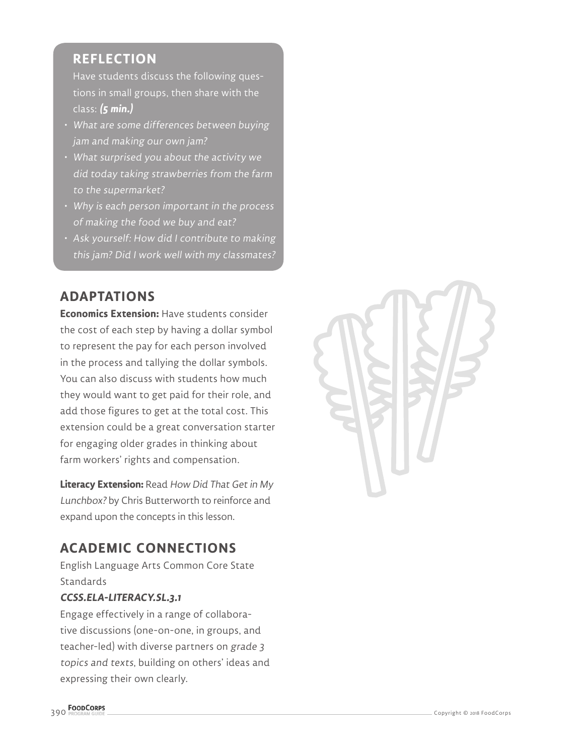## REFLECTION

Have students discuss the following questions in small groups, then share with the class: ***(5 min.)***

- *What are some differences between buying jam and making our own jam?*
- *What surprised you about the activity we did today taking strawberries from the farm to the supermarket?*
- *Why is each person important in the process of making the food we buy and eat?*
- *Ask yourself: How did I contribute to making this jam? Did I work well with my classmates?*

## ADAPTATIONS

**Economics Extension:** Have students consider the cost of each step by having a dollar symbol to represent the pay for each person involved in the process and tallying the dollar symbols. You can also discuss with students how much they would want to get paid for their role, and add those figures to get at the total cost. This extension could be a great conversation starter for engaging older grades in thinking about farm workers' rights and compensation.

**Literacy Extension:** Read *How Did That Get in My Lunchbox?* by Chris Butterworth to reinforce and expand upon the concepts in this lesson.

## ACADEMIC CONNECTIONS

English Language Arts Common Core State Standards

***CCSS.ELA-LITERACY.SL.3.1***

Engage effectively in a range of collaborative discussions (one-on-one, in groups, and teacher-led) with diverse partners on *grade 3 topics and texts*, building on others' ideas and expressing their own clearly.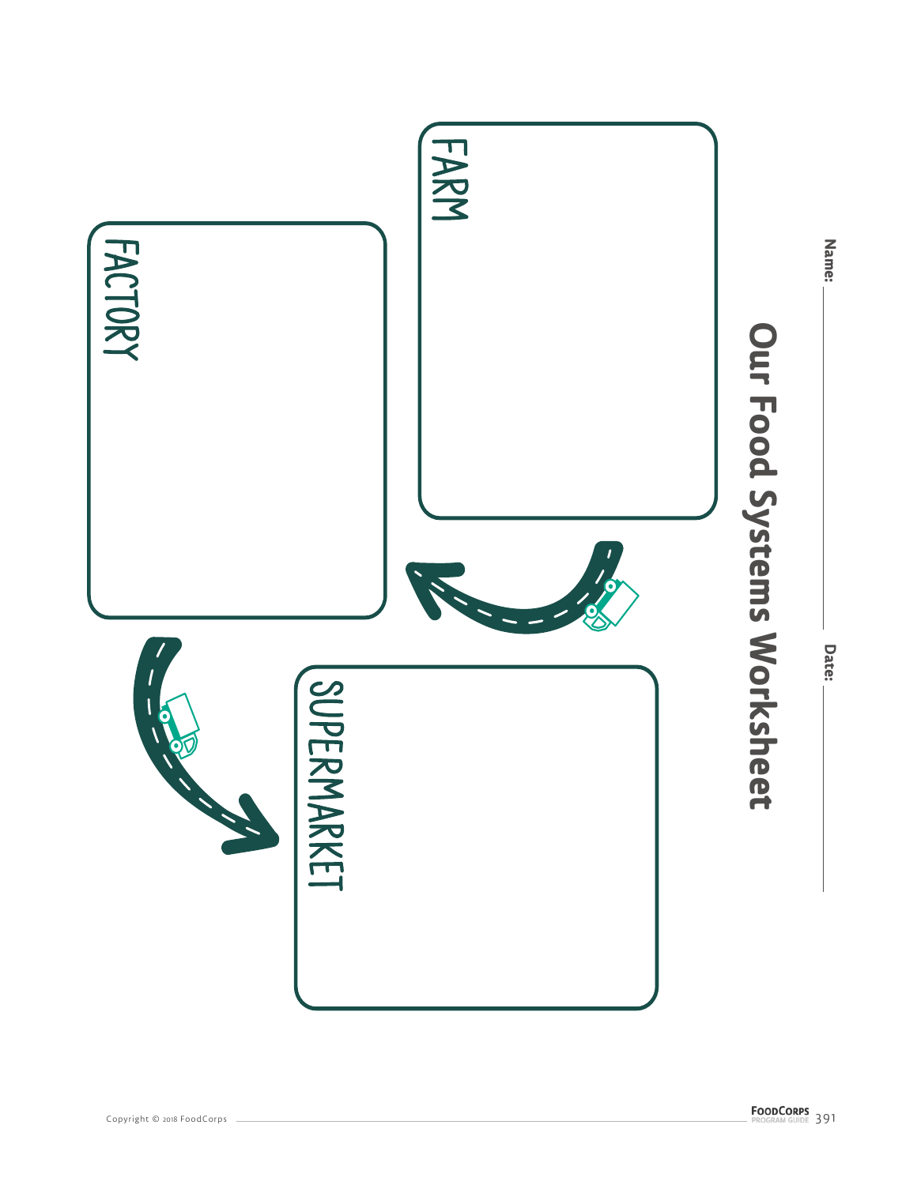# Our Food Systems Worksheet

Name: ______________________ Date: ______________________

FARM

FACTORY

SUPERMARKET

Copyright © 2018 FoodCorps